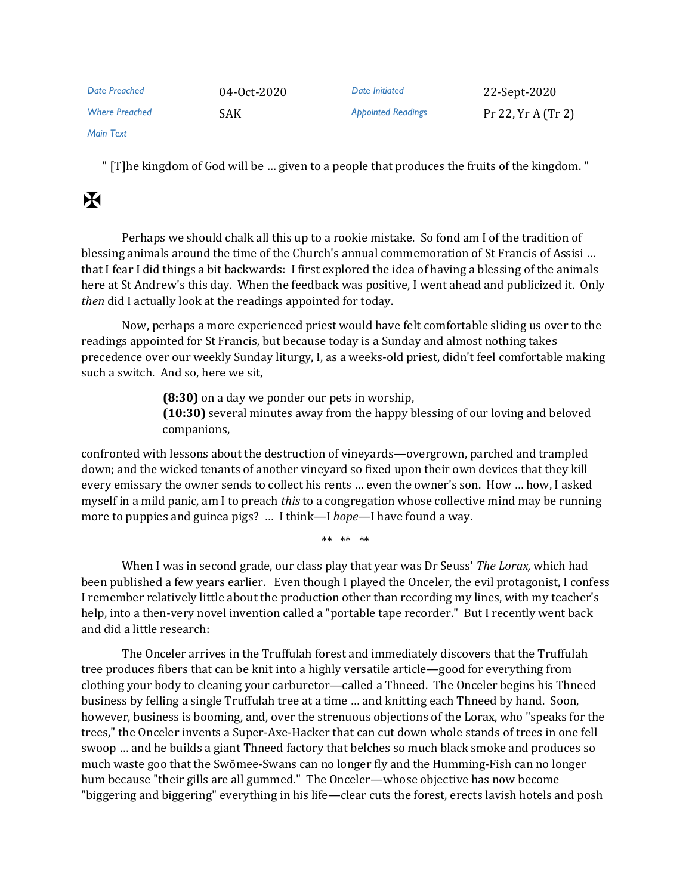| Date Preached | 04-Oct-2020 | Date Initiated | 22-Sept-2020 |
|---|---|---|---|
| Where Preached | SAK | Appointed Readings | Pr 22, Yr A (Tr 2) |
| Main Text | | | |

" [T]he kingdom of God will be … given to a people that produces the fruits of the kingdom. "

✠

Perhaps we should chalk all this up to a rookie mistake. So fond am I of the tradition of blessing animals around the time of the Church's annual commemoration of St Francis of Assisi … that I fear I did things a bit backwards: I first explored the idea of having a blessing of the animals here at St Andrew's this day. When the feedback was positive, I went ahead and publicized it. Only *then* did I actually look at the readings appointed for today.

Now, perhaps a more experienced priest would have felt comfortable sliding us over to the readings appointed for St Francis, but because today is a Sunday and almost nothing takes precedence over our weekly Sunday liturgy, I, as a weeks-old priest, didn't feel comfortable making such a switch. And so, here we sit,

> **(8:30)** on a day we ponder our pets in worship,
> **(10:30)** several minutes away from the happy blessing of our loving and beloved companions,

confronted with lessons about the destruction of vineyards—overgrown, parched and trampled down; and the wicked tenants of another vineyard so fixed upon their own devices that they kill every emissary the owner sends to collect his rents … even the owner's son. How … how, I asked myself in a mild panic, am I to preach *this* to a congregation whose collective mind may be running more to puppies and guinea pigs? … I think—I *hope*—I have found a way.

\*\* \*\* \*\*

When I was in second grade, our class play that year was Dr Seuss' *The Lorax,* which had been published a few years earlier. Even though I played the Onceler, the evil protagonist, I confess I remember relatively little about the production other than recording my lines, with my teacher's help, into a then-very novel invention called a "portable tape recorder." But I recently went back and did a little research:

The Onceler arrives in the Truffulah forest and immediately discovers that the Truffulah tree produces fibers that can be knit into a highly versatile article—good for everything from clothing your body to cleaning your carburetor—called a Thneed. The Onceler begins his Thneed business by felling a single Truffulah tree at a time … and knitting each Thneed by hand. Soon, however, business is booming, and, over the strenuous objections of the Lorax, who "speaks for the trees," the Onceler invents a Super-Axe-Hacker that can cut down whole stands of trees in one fell swoop … and he builds a giant Thneed factory that belches so much black smoke and produces so much waste goo that the Swŏmee-Swans can no longer fly and the Humming-Fish can no longer hum because "their gills are all gummed." The Onceler—whose objective has now become "biggering and biggering" everything in his life—clear cuts the forest, erects lavish hotels and posh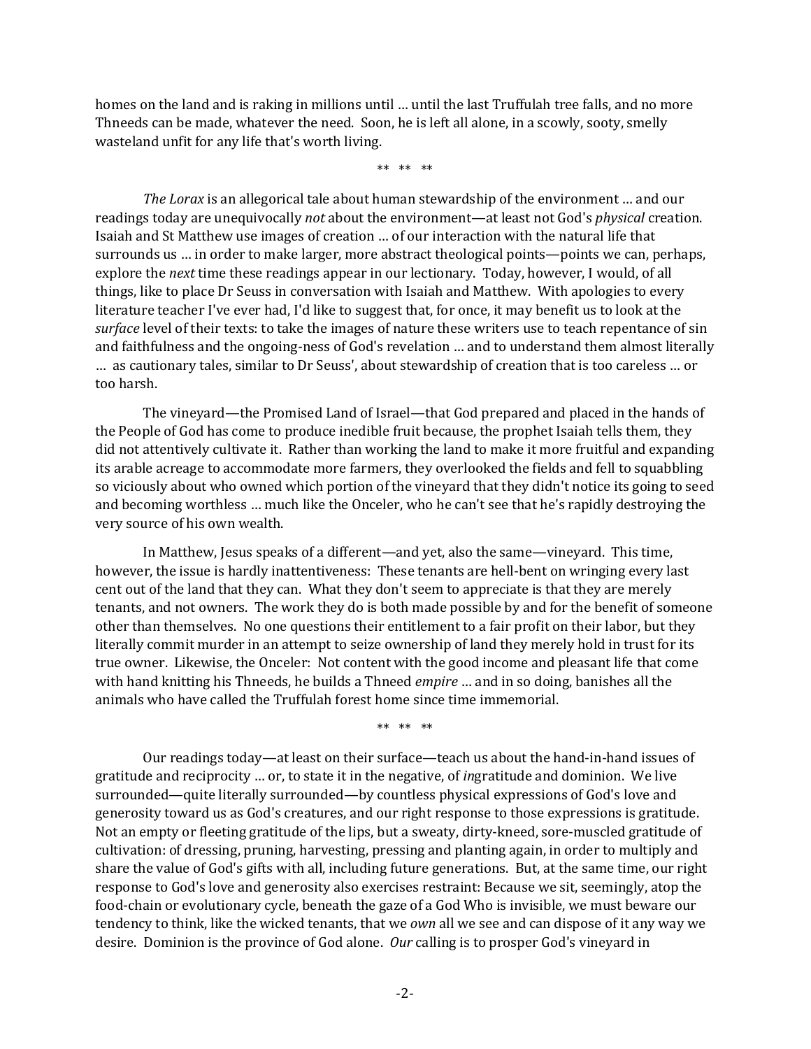homes on the land and is raking in millions until … until the last Truffulah tree falls, and no more Thneeds can be made, whatever the need. Soon, he is left all alone, in a scowly, sooty, smelly wasteland unfit for any life that's worth living.

** ** **

*The Lorax* is an allegorical tale about human stewardship of the environment … and our readings today are unequivocally *not* about the environment—at least not God's *physical* creation. Isaiah and St Matthew use images of creation … of our interaction with the natural life that surrounds us … in order to make larger, more abstract theological points—points we can, perhaps, explore the *next* time these readings appear in our lectionary. Today, however, I would, of all things, like to place Dr Seuss in conversation with Isaiah and Matthew. With apologies to every literature teacher I've ever had, I'd like to suggest that, for once, it may benefit us to look at the *surface* level of their texts: to take the images of nature these writers use to teach repentance of sin and faithfulness and the ongoing-ness of God's revelation … and to understand them almost literally … as cautionary tales, similar to Dr Seuss', about stewardship of creation that is too careless … or too harsh.

The vineyard—the Promised Land of Israel—that God prepared and placed in the hands of the People of God has come to produce inedible fruit because, the prophet Isaiah tells them, they did not attentively cultivate it. Rather than working the land to make it more fruitful and expanding its arable acreage to accommodate more farmers, they overlooked the fields and fell to squabbling so viciously about who owned which portion of the vineyard that they didn't notice its going to seed and becoming worthless … much like the Onceler, who he can't see that he's rapidly destroying the very source of his own wealth.

In Matthew, Jesus speaks of a different—and yet, also the same—vineyard. This time, however, the issue is hardly inattentiveness: These tenants are hell-bent on wringing every last cent out of the land that they can. What they don't seem to appreciate is that they are merely tenants, and not owners. The work they do is both made possible by and for the benefit of someone other than themselves. No one questions their entitlement to a fair profit on their labor, but they literally commit murder in an attempt to seize ownership of land they merely hold in trust for its true owner. Likewise, the Onceler: Not content with the good income and pleasant life that come with hand knitting his Thneeds, he builds a Thneed *empire* … and in so doing, banishes all the animals who have called the Truffulah forest home since time immemorial.

** ** **

Our readings today—at least on their surface—teach us about the hand-in-hand issues of gratitude and reciprocity … or, to state it in the negative, of *in*gratitude and dominion. We live surrounded—quite literally surrounded—by countless physical expressions of God's love and generosity toward us as God's creatures, and our right response to those expressions is gratitude. Not an empty or fleeting gratitude of the lips, but a sweaty, dirty-kneed, sore-muscled gratitude of cultivation: of dressing, pruning, harvesting, pressing and planting again, in order to multiply and share the value of God's gifts with all, including future generations. But, at the same time, our right response to God's love and generosity also exercises restraint: Because we sit, seemingly, atop the food-chain or evolutionary cycle, beneath the gaze of a God Who is invisible, we must beware our tendency to think, like the wicked tenants, that we *own* all we see and can dispose of it any way we desire. Dominion is the province of God alone. *Our* calling is to prosper God's vineyard in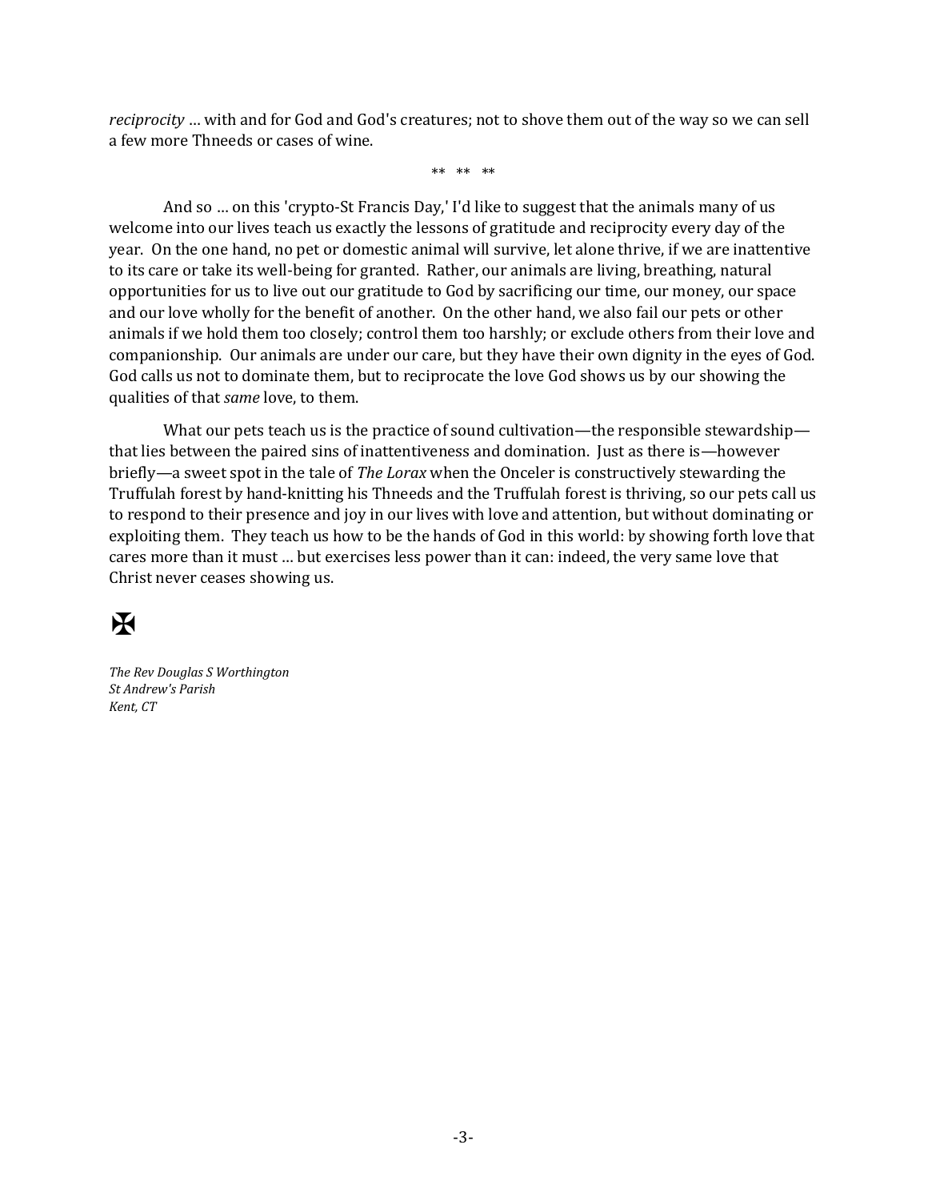*reciprocity* … with and for God and God's creatures; not to shove them out of the way so we can sell a few more Thneeds or cases of wine.

** ** **

And so … on this 'crypto-St Francis Day,' I'd like to suggest that the animals many of us welcome into our lives teach us exactly the lessons of gratitude and reciprocity every day of the year. On the one hand, no pet or domestic animal will survive, let alone thrive, if we are inattentive to its care or take its well-being for granted. Rather, our animals are living, breathing, natural opportunities for us to live out our gratitude to God by sacrificing our time, our money, our space and our love wholly for the benefit of another. On the other hand, we also fail our pets or other animals if we hold them too closely; control them too harshly; or exclude others from their love and companionship. Our animals are under our care, but they have their own dignity in the eyes of God. God calls us not to dominate them, but to reciprocate the love God shows us by our showing the qualities of that *same* love, to them.

What our pets teach us is the practice of sound cultivation—the responsible stewardship—that lies between the paired sins of inattentiveness and domination. Just as there is—however briefly—a sweet spot in the tale of *The Lorax* when the Onceler is constructively stewarding the Truffulah forest by hand-knitting his Thneeds and the Truffulah forest is thriving, so our pets call us to respond to their presence and joy in our lives with love and attention, but without dominating or exploiting them. They teach us how to be the hands of God in this world: by showing forth love that cares more than it must … but exercises less power than it can: indeed, the very same love that Christ never ceases showing us.

✠

*The Rev Douglas S Worthington*
*St Andrew's Parish*
*Kent, CT*